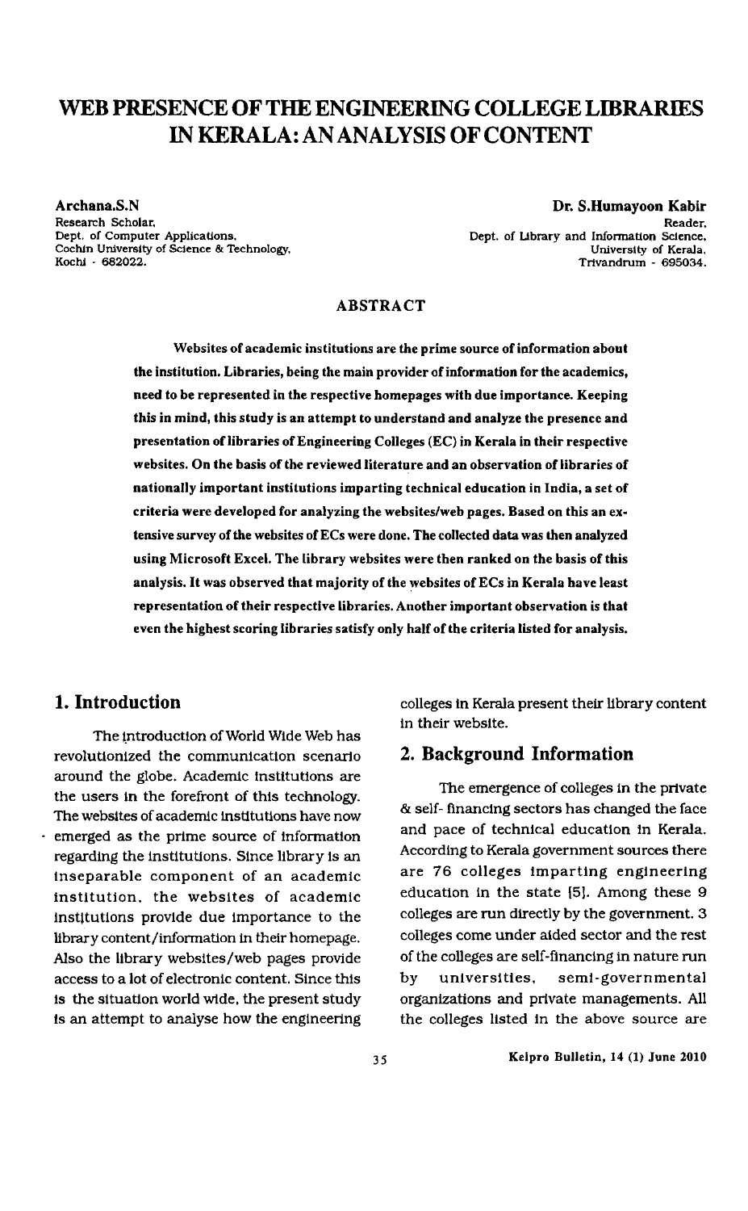# WEB PRESENCE OF THE ENGINEERING COLLEGE LIBRARIES IN KERALA: AN ANALYSIS OF CONTENT

**Archana.S.N**
Research Scholar,
Dept. of Computer Applications,
Cochin University of Science & Technology,
Kochi - 682022.

**Dr. S.Humayoon Kabir**
Reader,
Dept. of Library and Information Science,
University of Kerala,
Trivandrum - 695034.

## ABSTRACT

**Websites of academic institutions are the prime source of information about the institution. Libraries, being the main provider of information for the academics, need to be represented in the respective homepages with due importance. Keeping this in mind, this study is an attempt to understand and analyze the presence and presentation of libraries of Engineering Colleges (EC) in Kerala in their respective websites. On the basis of the reviewed literature and an observation of libraries of nationally important institutions imparting technical education in India, a set of criteria were developed for analyzing the websites/web pages. Based on this an extensive survey of the websites of ECs were done. The collected data was then analyzed using Microsoft Excel. The library websites were then ranked on the basis of this analysis. It was observed that majority of the websites of ECs in Kerala have least representation of their respective libraries. Another important observation is that even the highest scoring libraries satisfy only half of the criteria listed for analysis.**

## 1. Introduction

The introduction of World Wide Web has revolutionized the communication scenario around the globe. Academic institutions are the users in the forefront of this technology. The websites of academic institutions have now emerged as the prime source of information regarding the institutions. Since library is an inseparable component of an academic institution, the websites of academic institutions provide due importance to the library content/information in their homepage. Also the library websites/web pages provide access to a lot of electronic content. Since this is the situation world wide, the present study is an attempt to analyse how the engineering colleges in Kerala present their library content in their website.

## 2. Background Information

The emergence of colleges in the private & self- financing sectors has changed the face and pace of technical education in Kerala. According to Kerala government sources there are 76 colleges imparting engineering education in the state [5]. Among these 9 colleges are run directly by the government. 3 colleges come under aided sector and the rest of the colleges are self-financing in nature run by universities, semi-governmental organizations and private managements. All the colleges listed in the above source are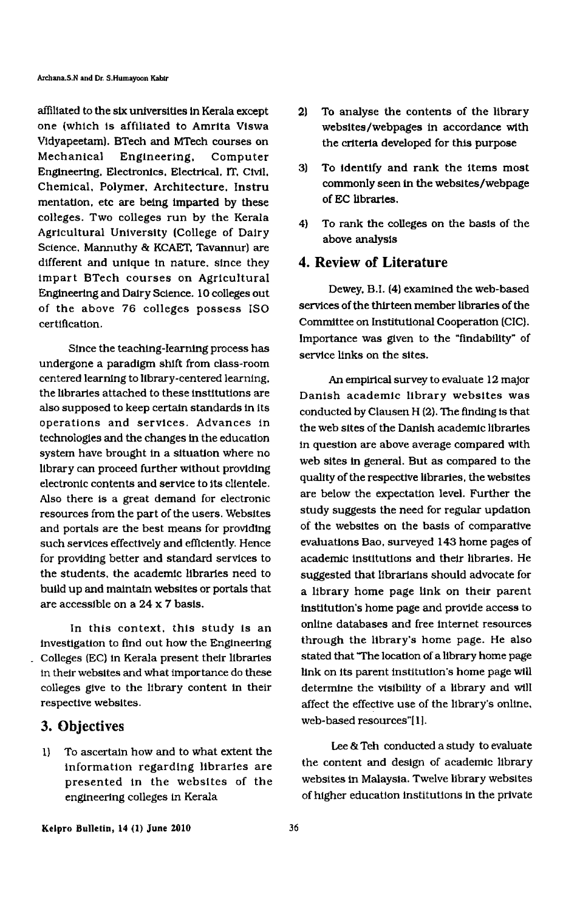affiliated to the six universities in Kerala except one (which is affiliated to Amrita Viswa Vidyapeetam). BTech and MTech courses on Mechanical Engineering, Computer Engineering, Electronics, Electrical, IT, Civil, Chemical, Polymer, Architecture, Instru mentation, etc are being imparted by these colleges. Two colleges run by the Kerala Agricultural University (College of Dairy Science, Mannuthy & KCAET, Tavannur) are different and unique in nature, since they impart BTech courses on Agricultural Engineering and Dairy Science. 10 colleges out of the above 76 colleges possess ISO certification.

Since the teaching-learning process has undergone a paradigm shift from class-room centered learning to library-centered learning, the libraries attached to these institutions are also supposed to keep certain standards in its operations and services. Advances in technologies and the changes in the education system have brought in a situation where no library can proceed further without providing electronic contents and service to its clientele. Also there is a great demand for electronic resources from the part of the users. Websites and portals are the best means for providing such services effectively and efficiently. Hence for providing better and standard services to the students, the academic libraries need to build up and maintain websites or portals that are accessible on a 24 x 7 basis.

In this context, this study is an investigation to find out how the Engineering Colleges (EC) in Kerala present their libraries in their websites and what importance do these colleges give to the library content in their respective websites.

## 3. Objectives

1) To ascertain how and to what extent the information regarding libraries are presented in the websites of the engineering colleges in Kerala
2) To analyse the contents of the library websites/webpages in accordance with the criteria developed for this purpose
3) To identify and rank the items most commonly seen in the websites/webpage of EC libraries.
4) To rank the colleges on the basis of the above analysis

## 4. Review of Literature

Dewey, B.I. (4) examined the web-based services of the thirteen member libraries of the Committee on Institutional Cooperation (CIC). Importance was given to the "findability" of service links on the sites.

An empirical survey to evaluate 12 major Danish academic library websites was conducted by Clausen H (2). The finding is that the web sites of the Danish academic libraries in question are above average compared with web sites in general. But as compared to the quality of the respective libraries, the websites are below the expectation level. Further the study suggests the need for regular updation of the websites on the basis of comparative evaluations Bao, surveyed 143 home pages of academic institutions and their libraries. He suggested that librarians should advocate for a library home page link on their parent institution's home page and provide access to online databases and free internet resources through the library's home page. He also stated that "The location of a library home page link on its parent institution's home page will determine the visibility of a library and will affect the effective use of the library's online, web-based resources"[1].

Lee & Teh conducted a study to evaluate the content and design of academic library websites in Malaysia. Twelve library websites of higher education institutions in the private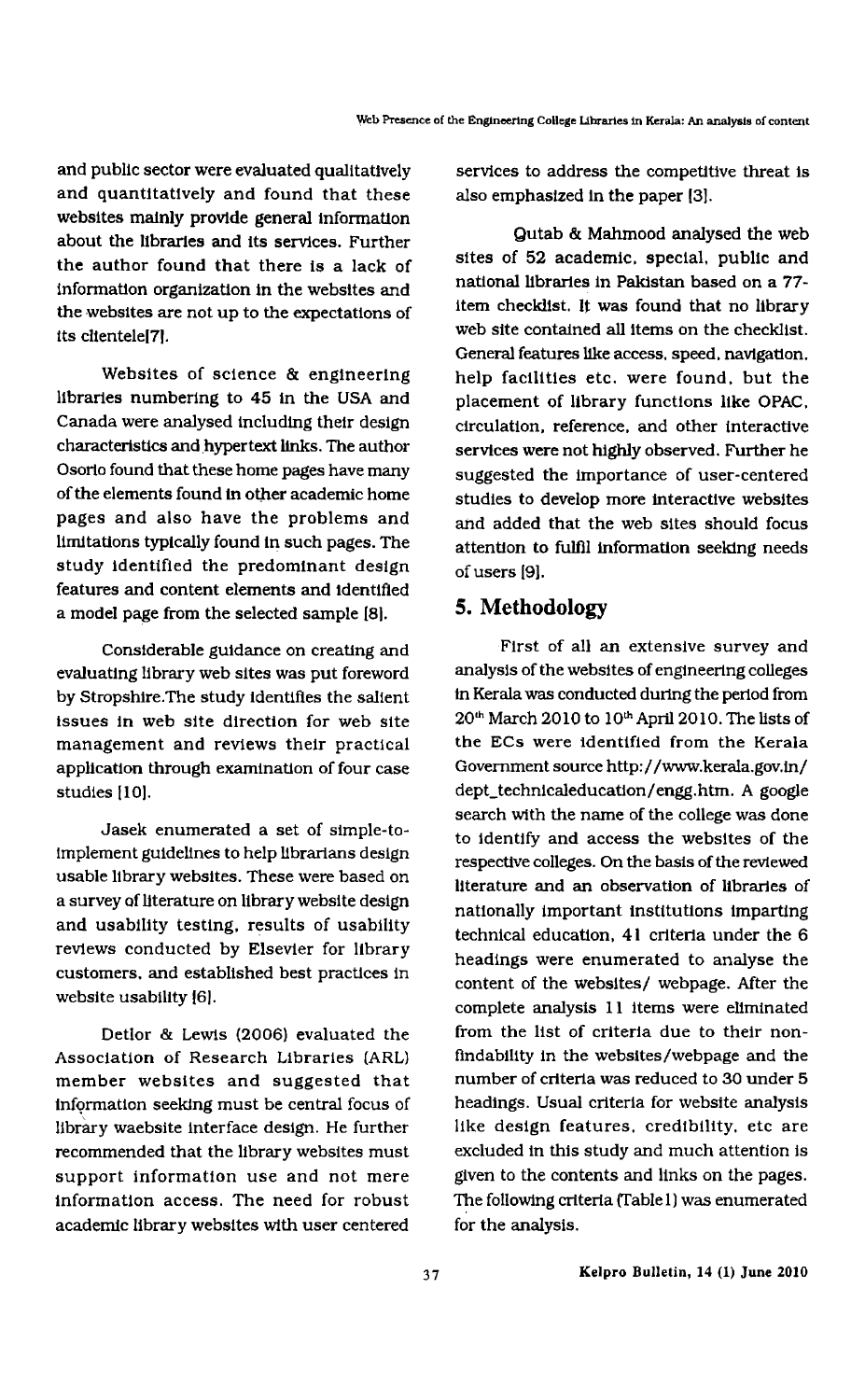and public sector were evaluated qualitatively and quantitatively and found that these websites mainly provide general information about the libraries and its services. Further the author found that there is a lack of information organization in the websites and the websites are not up to the expectations of its clientele[7].

Websites of science & engineering libraries numbering to 45 in the USA and Canada were analysed including their design characteristics and hypertext links. The author Osorio found that these home pages have many of the elements found in other academic home pages and also have the problems and limitations typically found in such pages. The study identified the predominant design features and content elements and identified a model page from the selected sample [8].

Considerable guidance on creating and evaluating library web sites was put foreword by Stropshire.The study identifies the salient issues in web site direction for web site management and reviews their practical application through examination of four case studies [10].

Jasek enumerated a set of simple-to-implement guidelines to help librarians design usable library websites. These were based on a survey of literature on library website design and usability testing, results of usability reviews conducted by Elsevier for library customers, and established best practices in website usability [6].

Detlor & Lewis (2006) evaluated the Association of Research Libraries (ARL) member websites and suggested that information seeking must be central focus of library waebsite interface design. He further recommended that the library websites must support information use and not mere information access. The need for robust academic library websites with user centered services to address the competitive threat is also emphasized in the paper [3].

Qutab & Mahmood analysed the web sites of 52 academic, special, public and national libraries in Pakistan based on a 77-item checklist. It was found that no library web site contained all items on the checklist. General features like access, speed, navigation, help facilities etc. were found, but the placement of library functions like OPAC, circulation, reference, and other interactive services were not highly observed. Further he suggested the importance of user-centered studies to develop more interactive websites and added that the web sites should focus attention to fulfil information seeking needs of users [9].

## 5. Methodology

First of all an extensive survey and analysis of the websites of engineering colleges in Kerala was conducted during the period from 20th March 2010 to 10th April 2010. The lists of the ECs were identified from the Kerala Government source http://www.kerala.gov.in/dept_technicaleducation/engg.htm. A google search with the name of the college was done to identify and access the websites of the respective colleges. On the basis of the reviewed literature and an observation of libraries of nationally important institutions imparting technical education, 41 criteria under the 6 headings were enumerated to analyse the content of the websites/ webpage. After the complete analysis 11 items were eliminated from the list of criteria due to their non-findability in the websites/webpage and the number of criteria was reduced to 30 under 5 headings. Usual criteria for website analysis like design features, credibility, etc are excluded in this study and much attention is given to the contents and links on the pages. The following criteria (Table1) was enumerated for the analysis.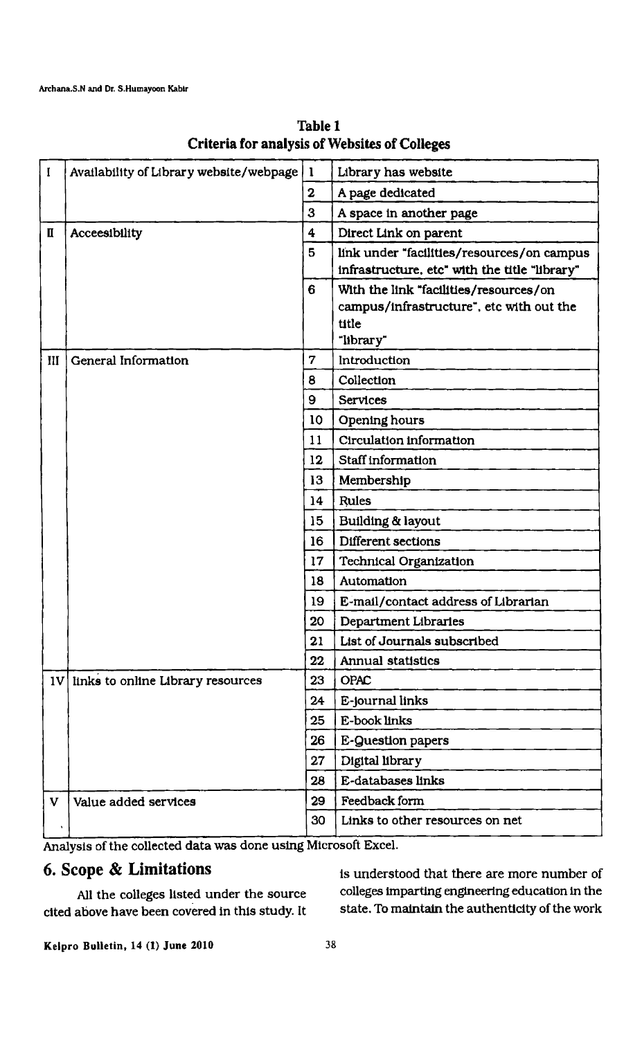**Table 1**
**Criteria for analysis of Websites of Colleges**

| | | | |
|---|---|---|---|
| I | Availability of Library website/webpage | 1 | Library has website |
| | | 2 | A page dedicated |
| | | 3 | A space in another page |
| II | Acceesibility | 4 | Direct Link on parent |
| | | 5 | link under "facilities/resources/on campus infrastructure, etc" with the title "library" |
| | | 6 | With the link "facilities/resources/on campus/infrastructure", etc with out the title "library" |
| III | General Information | 7 | Introduction |
| | | 8 | Collection |
| | | 9 | Services |
| | | 10 | Opening hours |
| | | 11 | Circulation information |
| | | 12 | Staff information |
| | | 13 | Membership |
| | | 14 | Rules |
| | | 15 | Building & layout |
| | | 16 | Different sections |
| | | 17 | Technical Organization |
| | | 18 | Automation |
| | | 19 | E-mail/contact address of Librarian |
| | | 20 | Department Libraries |
| | | 21 | List of Journals subscribed |
| | | 22 | Annual statistics |
| IV | links to online Library resources | 23 | OPAC |
| | | 24 | E-journal links |
| | | 25 | E-book links |
| | | 26 | E-Question papers |
| | | 27 | Digital library |
| | | 28 | E-databases links |
| V | Value added services | 29 | Feedback form |
| | | 30 | Links to other resources on net |

Analysis of the collected data was done using Microsoft Excel.

## 6. Scope & Limitations

All the colleges listed under the source cited above have been covered in this study. It is understood that there are more number of colleges imparting engineering education in the state. To maintain the authenticity of the work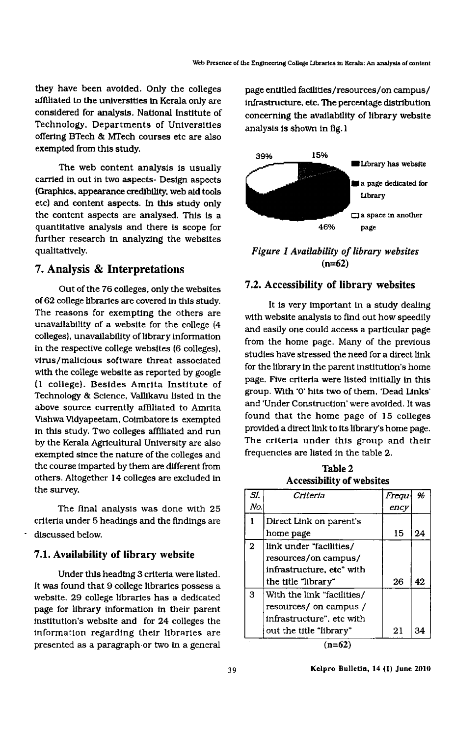they have been avoided. Only the colleges affiliated to the universities in Kerala only are considered for analysis. National Institute of Technology, Departments of Universities offering BTech & MTech courses etc are also exempted from this study.

The web content analysis is usually carried in out in two aspects- Design aspects (Graphics, appearance credibility, web aid tools etc) and content aspects. In this study only the content aspects are analysed. This is a quantitative analysis and there is scope for further research in analyzing the websites qualitatively.

## 7. Analysis & Interpretations

Out of the 76 colleges, only the websites of 62 college libraries are covered in this study. The reasons for exempting the others are unavailability of a website for the college (4 colleges), unavailability of library information in the respective college websites (6 colleges), virus/malicious software threat associated with the college website as reported by google (1 college). Besides Amrita Institute of Technology & Science, Vallikavu listed in the above source currently affiliated to Amrita Vishwa Vidyapeetam, Coimbatore is exempted in this study. Two colleges affiliated and run by the Kerala Agricultural University are also exempted since the nature of the colleges and the course imparted by them are different from others. Altogether 14 colleges are excluded in the survey.

The final analysis was done with 25 criteria under 5 headings and the findings are discussed below.

### 7.1. Availability of library website

Under this heading 3 criteria were listed. It was found that 9 college libraries possess a website. 29 college libraries has a dedicated page for library information in their parent institution's website and for 24 colleges the information regarding their libraries are presented as a paragraph or two in a general page entitled facilities/resources/on campus/ infrastructure, etc. The percentage distribution concerning the availability of library website analysis is shown in fig.1

39% 15% 46%

Library has website

a page dedicated for Library

a space in another page

*Figure 1 Availability of library websites* (n=62)

### 7.2. Accessibility of library websites

It is very important in a study dealing with website analysis to find out how speedily and easily one could access a particular page from the home page. Many of the previous studies have stressed the need for a direct link for the library in the parent institution's home page. Five criteria were listed initially in this group. With '0' hits two of them, 'Dead Links' and 'Under Construction' were avoided. It was found that the home page of 15 colleges provided a direct link to its library's home page. The criteria under this group and their frequencies are listed in the table 2.

**Table 2**
**Accessibility of websites**

| Sl. No. | Criteria | Frequency | % |
|---|---|---|---|
| 1 | Direct Link on parent's home page | 15 | 24 |
| 2 | link under "facilities/ resources/on campus/ infrastructure, etc" with the title "library" | 26 | 42 |
| 3 | With the link "facilities/ resources/ on campus / infrastructure", etc with out the title "library" | 21 | 34 |

(n=62)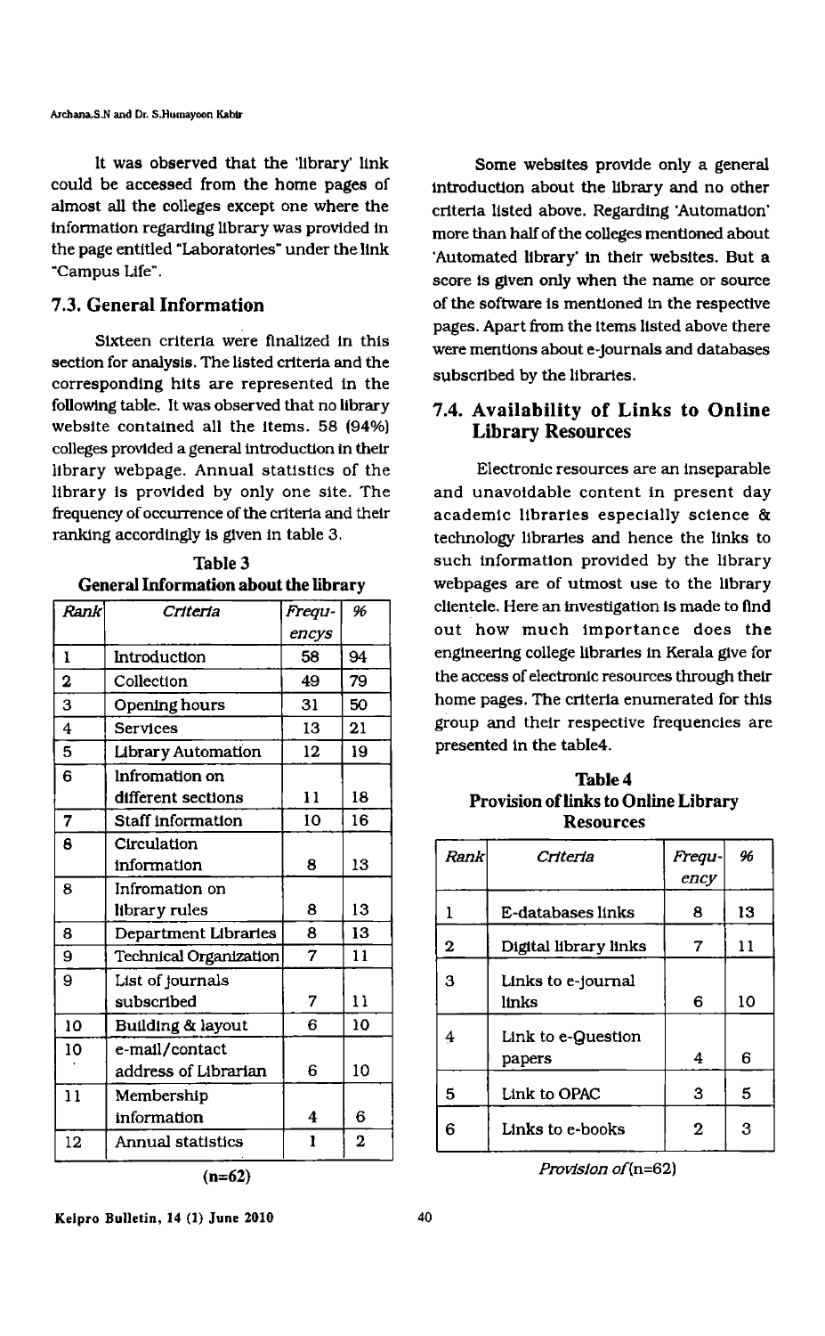It was observed that the 'library' link could be accessed from the home pages of almost all the colleges except one where the information regarding library was provided in the page entitled "Laboratories" under the link "Campus Life".

## 7.3. General Information

Sixteen criteria were finalized in this section for analysis. The listed criteria and the corresponding hits are represented in the following table. It was observed that no library website contained all the items. 58 (94%) colleges provided a general introduction in their library webpage. Annual statistics of the library is provided by only one site. The frequency of occurrence of the criteria and their ranking accordingly is given in table 3.

**Table 3**
**General Information about the library**

| *Rank* | *Criteria* | *Frequencys* | *%* |
|---|---|---|---|
| 1 | Introduction | 58 | 94 |
| 2 | Collection | 49 | 79 |
| 3 | Opening hours | 31 | 50 |
| 4 | Services | 13 | 21 |
| 5 | Library Automation | 12 | 19 |
| 6 | Infromation on different sections | 11 | 18 |
| 7 | Staff information | 10 | 16 |
| 8 | Circulation information | 8 | 13 |
| 8 | Infromation on library rules | 8 | 13 |
| 8 | Department Libraries | 8 | 13 |
| 9 | Technical Organization | 7 | 11 |
| 9 | List of journals subscribed | 7 | 11 |
| 10 | Building & layout | 6 | 10 |
| 10 | e-mail/contact address of Librarian | 6 | 10 |
| 11 | Membership information | 4 | 6 |
| 12 | Annual statistics | 1 | 2 |

(n=62)

Some websites provide only a general introduction about the library and no other criteria listed above. Regarding 'Automation' more than half of the colleges mentioned about 'Automated library' in their websites. But a score is given only when the name or source of the software is mentioned in the respective pages. Apart from the items listed above there were mentions about e-journals and databases subscribed by the libraries.

## 7.4. Availability of Links to Online Library Resources

Electronic resources are an inseparable and unavoidable content in present day academic libraries especially science & technology libraries and hence the links to such information provided by the library webpages are of utmost use to the library clientele. Here an investigation is made to find out how much importance does the engineering college libraries in Kerala give for the access of electronic resources through their home pages. The criteria enumerated for this group and their respective frequencies are presented in the table4.

**Table 4**
**Provision of links to Online Library Resources**

| *Rank* | *Criteria* | *Frequency* | *%* |
|---|---|---|---|
| 1 | E-databases links | 8 | 13 |
| 2 | Digital library links | 7 | 11 |
| 3 | Links to e-journal links | 6 | 10 |
| 4 | Link to e-Question papers | 4 | 6 |
| 5 | Link to OPAC | 3 | 5 |
| 6 | Links to e-books | 2 | 3 |

*Provision of* (n=62)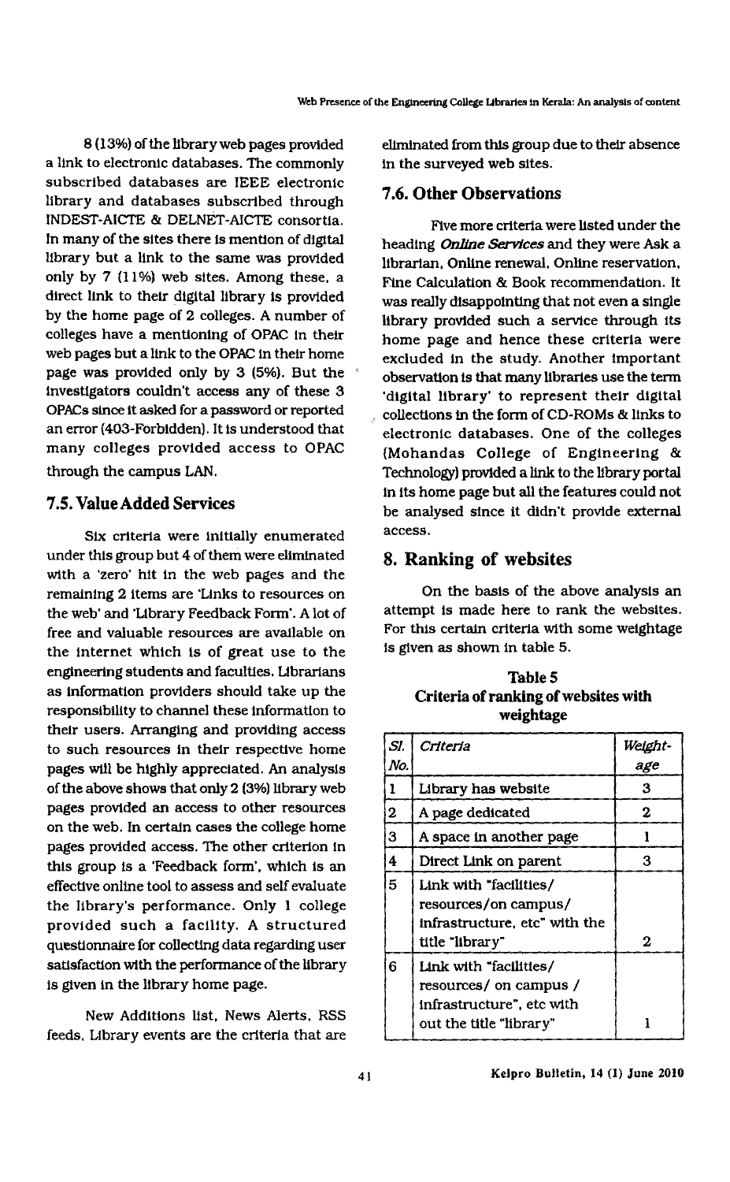8 (13%) of the library web pages provided a link to electronic databases. The commonly subscribed databases are IEEE electronic library and databases subscribed through INDEST-AICTE & DELNET-AICTE consortia. In many of the sites there is mention of digital library but a link to the same was provided only by 7 (11%) web sites. Among these, a direct link to their digital library is provided by the home page of 2 colleges. A number of colleges have a mentioning of OPAC in their web pages but a link to the OPAC in their home page was provided only by 3 (5%). But the investigators couldn't access any of these 3 OPACs since it asked for a password or reported an error (403-Forbidden). It is understood that many colleges provided access to OPAC through the campus LAN.

## 7.5. Value Added Services

Six criteria were initially enumerated under this group but 4 of them were eliminated with a 'zero' hit in the web pages and the remaining 2 items are 'Links to resources on the web' and 'Library Feedback Form'. A lot of free and valuable resources are available on the internet which is of great use to the engineering students and faculties. Librarians as information providers should take up the responsibility to channel these information to their users. Arranging and providing access to such resources in their respective home pages will be highly appreciated. An analysis of the above shows that only 2 (3%) library web pages provided an access to other resources on the web. In certain cases the college home pages provided access. The other criterion in this group is a 'Feedback form', which is an effective online tool to assess and self evaluate the library's performance. Only 1 college provided such a facility. A structured questionnaire for collecting data regarding user satisfaction with the performance of the library is given in the library home page.

New Additions list, News Alerts, RSS feeds, Library events are the criteria that are eliminated from this group due to their absence in the surveyed web sites.

## 7.6. Other Observations

Five more criteria were listed under the heading ***Online Services*** and they were Ask a librarian, Online renewal, Online reservation, Fine Calculation & Book recommendation. It was really disappointing that not even a single library provided such a service through its home page and hence these criteria were excluded in the study. Another important observation is that many libraries use the term 'digital library' to represent their digital collections in the form of CD-ROMs & links to electronic databases. One of the colleges (Mohandas College of Engineering & Technology) provided a link to the library portal in its home page but all the features could not be analysed since it didn't provide external access.

# 8. Ranking of websites

On the basis of the above analysis an attempt is made here to rank the websites. For this certain criteria with some weightage is given as shown in table 5.

**Table 5**
**Criteria of ranking of websites with weightage**

| *Sl. No.* | *Criteria* | *Weightage* |
|---|---|---|
| 1 | Library has website | 3 |
| 2 | A page dedicated | 2 |
| 3 | A space in another page | 1 |
| 4 | Direct Link on parent | 3 |
| 5 | Link with "facilities/ resources/on campus/ infrastructure, etc" with the title "library" | 2 |
| 6 | Link with "facilities/ resources/ on campus / infrastructure", etc with out the title "library" | 1 |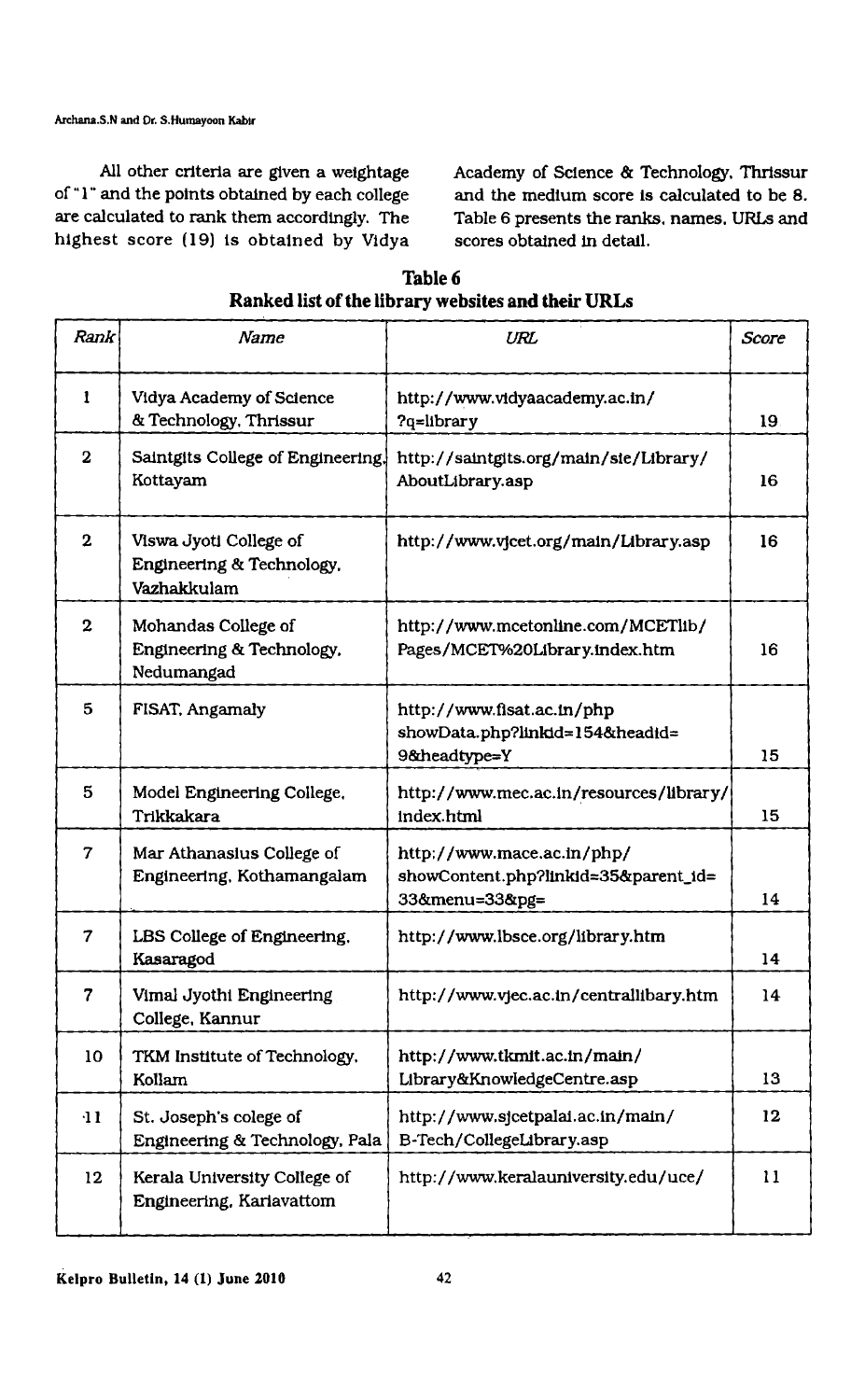All other criteria are given a weightage of "1" and the points obtained by each college are calculated to rank them accordingly. The highest score (19) is obtained by Vidya Academy of Science & Technology, Thrissur and the medium score is calculated to be 8. Table 6 presents the ranks, names, URLs and scores obtained in detail.

**Table 6**
**Ranked list of the library websites and their URLs**

| *Rank* | *Name* | *URL* | *Score* |
|---|---|---|---|
| 1 | Vidya Academy of Science & Technology, Thrissur | http://www.vidyaacademy.ac.in/?q=library | 19 |
| 2 | Saintgits College of Engineering, Kottayam | http://saintgits.org/main/site/Library/AboutLibrary.asp | 16 |
| 2 | Viswa Jyoti College of Engineering & Technology, Vazhakkulam | http://www.vjcet.org/main/Library.asp | 16 |
| 2 | Mohandas College of Engineering & Technology, Nedumangad | http://www.mcetonline.com/MCETlib/Pages/MCET%20Library.index.htm | 16 |
| 5 | FISAT, Angamaly | http://www.fisat.ac.in/php showData.php?linkid=154&headid=9&headtype=Y | 15 |
| 5 | Model Engineering College, Trikkakara | http://www.mec.ac.in/resources/library/index.html | 15 |
| 7 | Mar Athanasius College of Engineering, Kothamangalam | http://www.mace.ac.in/php/showContent.php?linkid=35&parent_id=33&menu=33&pg= | 14 |
| 7 | LBS College of Engineering, Kasaragod | http://www.lbsce.org/library.htm | 14 |
| 7 | Vimal Jyothi Engineering College, Kannur | http://www.vjec.ac.in/centrallibary.htm | 14 |
| 10 | TKM Institute of Technology, Kollam | http://www.tkmit.ac.in/main/Library&KnowledgeCentre.asp | 13 |
| 11 | St. Joseph's colege of Engineering & Technology, Pala | http://www.sjcetpalai.ac.in/main/B-Tech/CollegeLibrary.asp | 12 |
| 12 | Kerala University College of Engineering, Kariavattom | http://www.keralauniversity.edu/uce/ | 11 |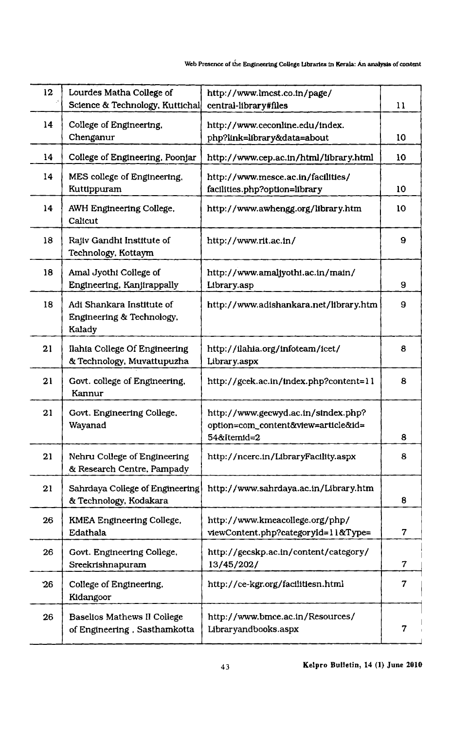| 12 | Lourdes Matha College of Science & Technology, Kuttichal | http://www.lmcst.co.in/page/central-library#files | 11 |
|---|---|---|---|
| 14 | College of Engineering, Chenganur | http://www.ceconline.edu/index.php?link=library&data=about | 10 |
| 14 | College of Engineering, Poonjar | http://www.cep.ac.in/html/library.html | 10 |
| 14 | MES college of Engineering, Kuttippuram | http://www.mesce.ac.in/facilities/facilities.php?option=library | 10 |
| 14 | AWH Engineering College, Calicut | http://www.awhengg.org/library.htm | 10 |
| 18 | Rajiv Gandhi Institute of Technology, Kottaym | http://www.rit.ac.in/ | 9 |
| 18 | Amal Jyothi College of Engineering, Kanjirappally | http://www.amaljyothi.ac.in/main/Library.asp | 9 |
| 18 | Adi Shankara Institute of Engineering & Technology, Kalady | http://www.adishankara.net/library.htm | 9 |
| 21 | Ilahia College Of Engineering & Technology, Muvattupuzha | http://ilahia.org/infoteam/icet/Library.aspx | 8 |
| 21 | Govt. college of Engineering, Kannur | http://gcek.ac.in/index.php?content=11 | 8 |
| 21 | Govt. Engineering College, Wayanad | http://www.gecwyd.ac.in/sindex.php?option=com_content&view=article&id=54&Itemid=2 | 8 |
| 21 | Nehru College of Engineering & Research Centre, Pampady | http://ncerc.in/LibraryFacility.aspx | 8 |
| 21 | Sahrdaya College of Engineering & Technology, Kodakara | http://www.sahrdaya.ac.in/Library.htm | 8 |
| 26 | KMEA Engineering College, Edathala | http://www.kmeacollege.org/php/viewContent.php?categoryId=11&Type= | 7 |
| 26 | Govt. Engineering College, Sreekrishnapuram | http://gecskp.ac.in/content/category/13/45/202/ | 7 |
| 26 | College of Engineering, Kidangoor | http://ce-kgr.org/facilitiesn.html | 7 |
| 26 | Baselios Mathews II College of Engineering , Sasthamkotta | http://www.bmce.ac.in/Resources/Libraryandbooks.aspx | 7 |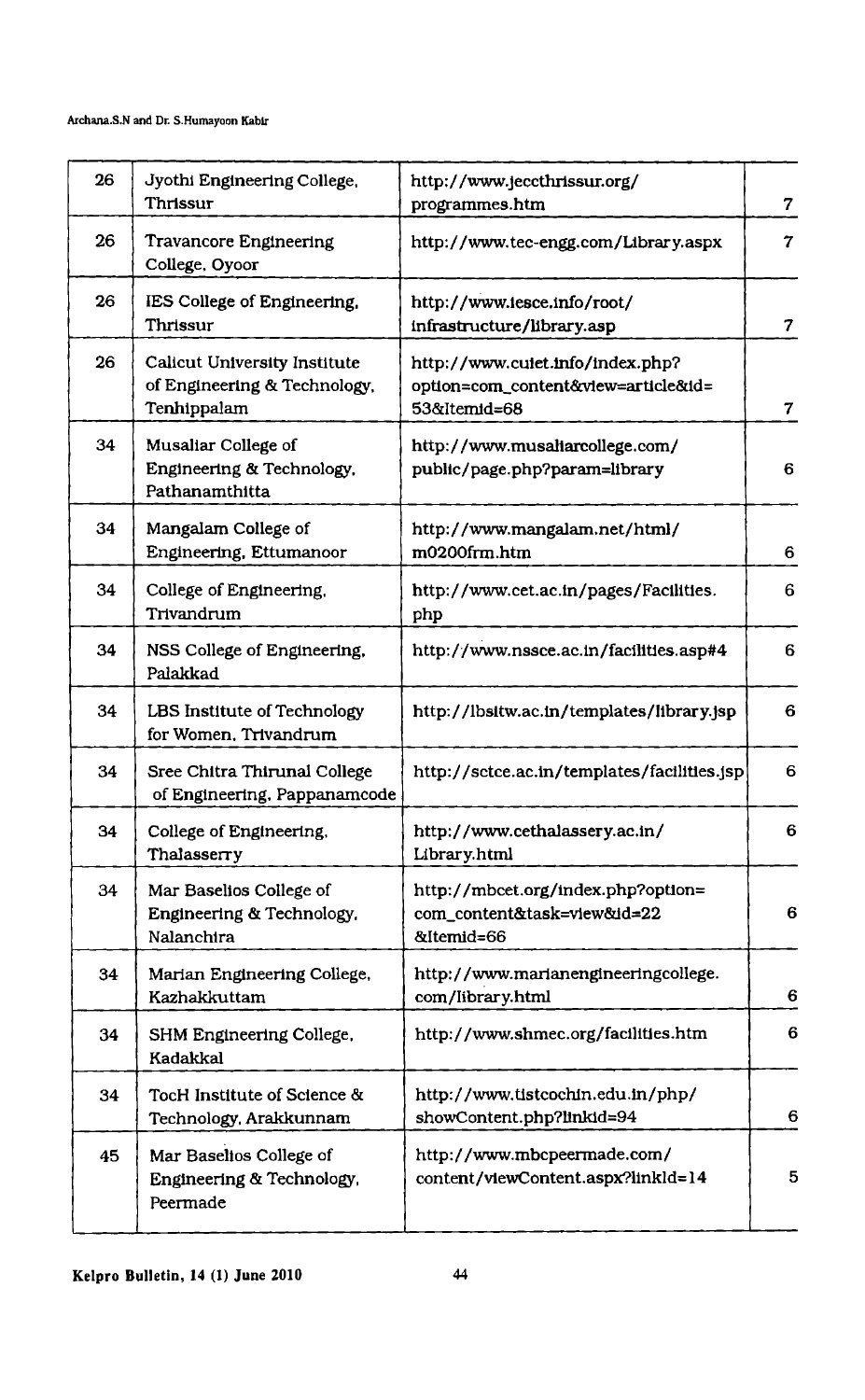| | | | |
|---|---|---|---|
| 26 | Jyothi Engineering College, Thrissur | http://www.jeccthrissur.org/programmes.htm | 7 |
| 26 | Travancore Engineering College, Oyoor | http://www.tec-engg.com/Library.aspx | 7 |
| 26 | IES College of Engineering, Thrissur | http://www.iesce.info/root/infrastructure/library.asp | 7 |
| 26 | Calicut University Institute of Engineering & Technology, Tenhippalam | http://www.cuiet.info/index.php?option=com_content&view=article&id=53&Itemid=68 | 7 |
| 34 | Musaliar College of Engineering & Technology, Pathanamthitta | http://www.musaliarcollege.com/public/page.php?param=library | 6 |
| 34 | Mangalam College of Engineering, Ettumanoor | http://www.mangalam.net/html/m0200frm.htm | 6 |
| 34 | College of Engineering, Trivandrum | http://www.cet.ac.in/pages/Facilities.php | 6 |
| 34 | NSS College of Engineering, Palakkad | http://www.nssce.ac.in/facilities.asp#4 | 6 |
| 34 | LBS Institute of Technology for Women, Trivandrum | http://lbsitw.ac.in/templates/library.jsp | 6 |
| 34 | Sree Chitra Thirunal College of Engineering, Pappanamcode | http://sctce.ac.in/templates/facilities.jsp | 6 |
| 34 | College of Engineering, Thalasserry | http://www.cethalassery.ac.in/Library.html | 6 |
| 34 | Mar Baselios College of Engineering & Technology, Nalanchira | http://mbcet.org/index.php?option=com_content&task=view&id=22&Itemid=66 | 6 |
| 34 | Marian Engineering College, Kazhakkuttam | http://www.marianengineeringcollege.com/library.html | 6 |
| 34 | SHM Engineering College, Kadakkal | http://www.shmec.org/facilities.htm | 6 |
| 34 | TocH Institute of Science & Technology, Arakkunnam | http://www.tistcochin.edu.in/php/showContent.php?linkid=94 | 6 |
| 45 | Mar Baselios College of Engineering & Technology, Peermade | http://www.mbcpeermade.com/content/viewContent.aspx?linkId=14 | 5 |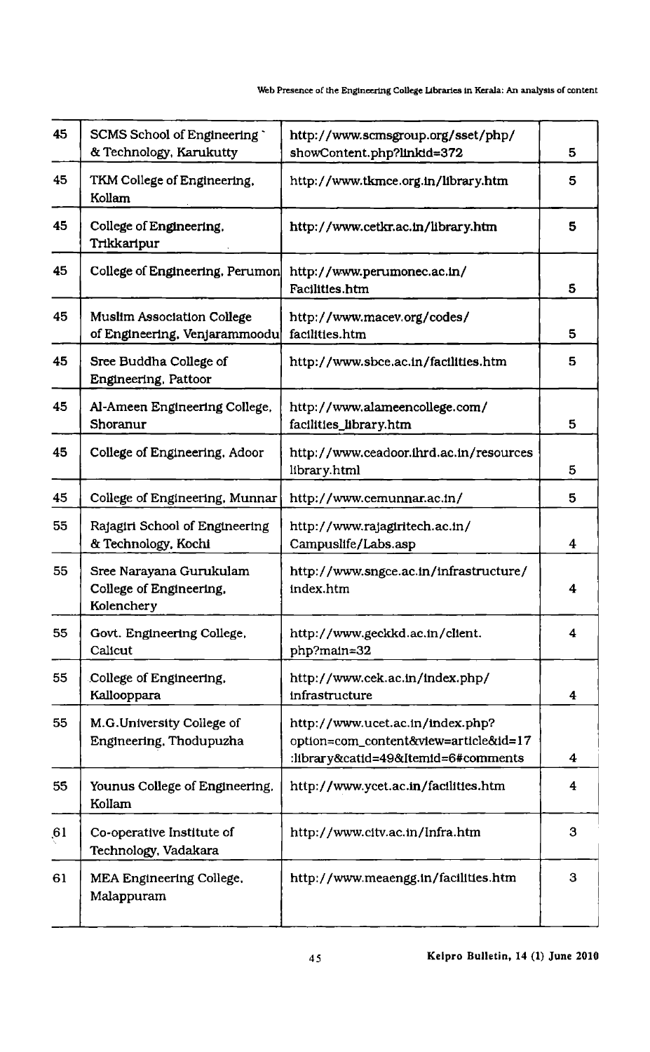| 45 | SCMS School of Engineering & Technology, Karukutty | http://www.scmsgroup.org/sset/php/showContent.php?linkid=372 | 5 |
|---|---|---|---|
| 45 | TKM College of Engineering, Kollam | http://www.tkmce.org.in/library.htm | 5 |
| 45 | College of Engineering, Trikkaripur | http://www.cetkr.ac.in/library.htm | 5 |
| 45 | College of Engineering, Perumon | http://www.perumonec.ac.in/Facilities.htm | 5 |
| 45 | Muslim Association College of Engineering, Venjarammoodu | http://www.macev.org/codes/facilities.htm | 5 |
| 45 | Sree Buddha College of Engineering, Pattoor | http://www.sbce.ac.in/facilities.htm | 5 |
| 45 | Al-Ameen Engineering College, Shoranur | http://www.alameencollege.com/facilities_library.htm | 5 |
| 45 | College of Engineering, Adoor | http://www.ceadoor.ihrd.ac.in/resources library.html | 5 |
| 45 | College of Engineering, Munnar | http://www.cemunnar.ac.in/ | 5 |
| 55 | Rajagiri School of Engineering & Technology, Kochi | http://www.rajagiritech.ac.in/Campuslife/Labs.asp | 4 |
| 55 | Sree Narayana Gurukulam College of Engineering, Kolenchery | http://www.sngce.ac.in/infrastructure/index.htm | 4 |
| 55 | Govt. Engineering College, Calicut | http://www.geckkd.ac.in/client.php?main=32 | 4 |
| 55 | College of Engineering, Kallooppara | http://www.cek.ac.in/index.php/infrastructure | 4 |
| 55 | M.G.University College of Engineering, Thodupuzha | http://www.ucet.ac.in/index.php?option=com_content&view=article&id=17:library&catid=49&Itemid=6#comments | 4 |
| 55 | Younus College of Engineering, Kollam | http://www.ycet.ac.in/facilities.htm | 4 |
| 61 | Co-operative Institute of Technology, Vadakara | http://www.citv.ac.in/Infra.htm | 3 |
| 61 | MEA Engineering College, Malappuram | http://www.meaengg.in/facilities.htm | 3 |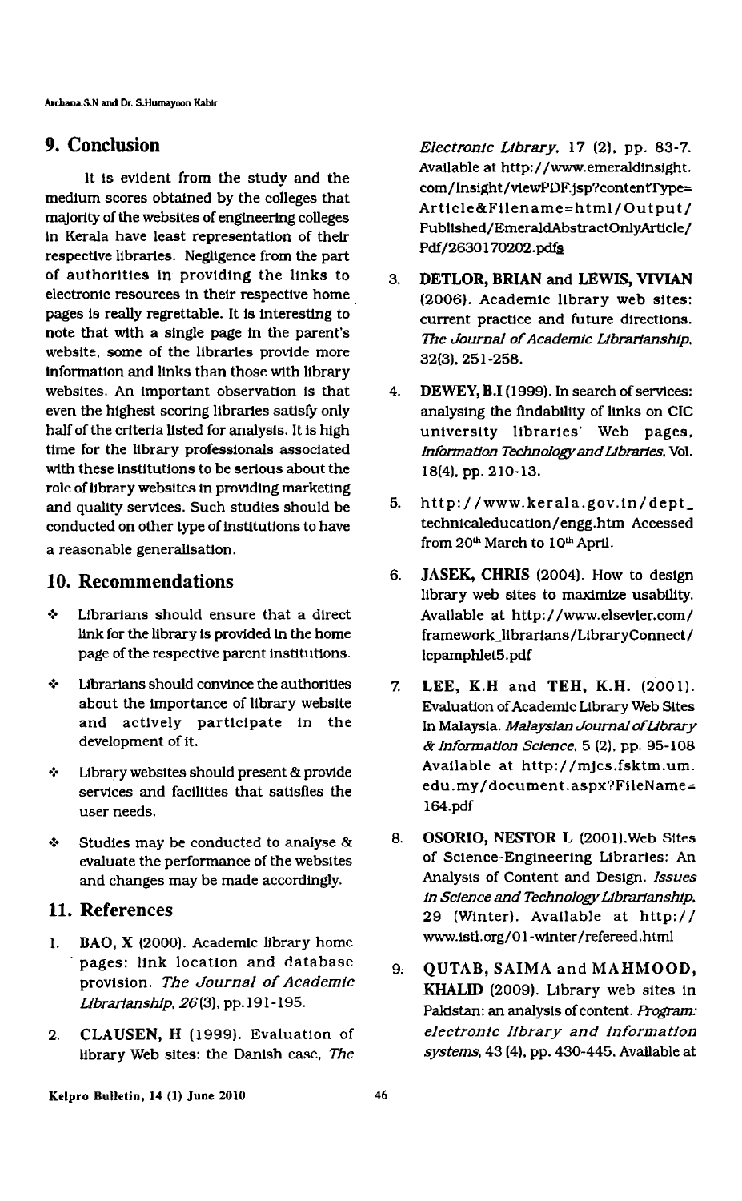## 9. Conclusion

It is evident from the study and the medium scores obtained by the colleges that majority of the websites of engineering colleges in Kerala have least representation of their respective libraries. Negligence from the part of authorities in providing the links to electronic resources in their respective home pages is really regrettable. It is interesting to note that with a single page in the parent's website, some of the libraries provide more information and links than those with library websites. An important observation is that even the highest scoring libraries satisfy only half of the criteria listed for analysis. It is high time for the library professionals associated with these institutions to be serious about the role of library websites in providing marketing and quality services. Such studies should be conducted on other type of institutions to have a reasonable generalisation.

## 10. Recommendations

- Librarians should ensure that a direct link for the library is provided in the home page of the respective parent institutions.
- Librarians should convince the authorities about the importance of library website and actively participate in the development of it.
- Library websites should present & provide services and facilities that satisfies the user needs.
- Studies may be conducted to analyse & evaluate the performance of the websites and changes may be made accordingly.

## 11. References

1. **BAO, X** (2000). Academic library home pages: link location and database provision. *The Journal of Academic Librarianship, 26*(3), pp.191-195.
2. **CLAUSEN, H** (1999). Evaluation of library Web sites: the Danish case, *The Electronic Library*, 17 (2), pp. 83-7. Available at http://www.emeraldinsight.com/Insight/viewPDF.jsp?contentType=Article&Filename=html/Output/Published/EmeraldAbstractOnlyArticle/Pdf/2630170202.pdfs
3. **DETLOR, BRIAN and LEWIS, VIVIAN** (2006). Academic library web sites: current practice and future directions. *The Journal of Academic Librarianship*, 32(3), 251-258.
4. **DEWEY, B.I** (1999). In search of services: analysing the findability of links on CIC university libraries' Web pages, *Information Technology and Libraries*, Vol. 18(4), pp. 210-13.
5. http://www.kerala.gov.in/dept_technicaleducation/engg.htm Accessed from 20th March to 10th April.
6. **JASEK, CHRIS** (2004). How to design library web sites to maximize usability. Available at http://www.elsevier.com/framework_librarians/LibraryConnect/lcpamphlet5.pdf
7. **LEE, K.H and TEH, K.H.** (2001). Evaluation of Academic Library Web Sites in Malaysia. *Malaysian Journal of Library & Information Science*, 5 (2), pp. 95-108 Available at http://mjcs.fsktm.um.edu.my/document.aspx?FileName=164.pdf
8. **OSORIO, NESTOR L** (2001).Web Sites of Science-Engineering Libraries: An Analysis of Content and Design. *Issues in Science and Technology Librarianship*, 29 (Winter). Available at http://www.istl.org/01-winter/refereed.html
9. **QUTAB, SAIMA and MAHMOOD, KHALID** (2009). Library web sites in Pakistan: an analysis of content. *Program: electronic library and information systems*, 43 (4), pp. 430-445. Available at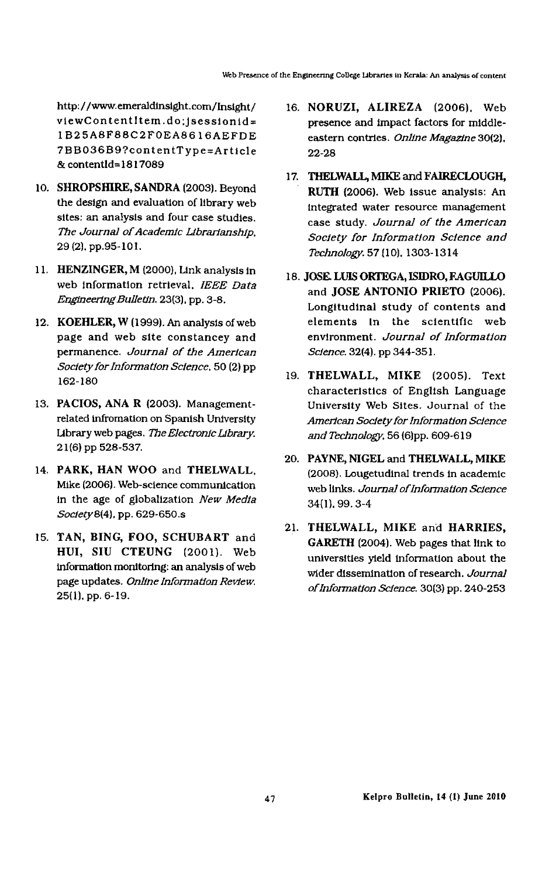http://www.emeraldinsight.com/Insight/viewContentItem.do;jsessionid=1B25A8F88C2F0EA8616AEFDE7BB036B9?contentType=Article&contentId=1817089

10. **SHROPSHIRE, SANDRA** (2003). Beyond the design and evaluation of library web sites: an analysis and four case studies. *The Journal of Academic Librarianship*, 29 (2), pp.95-101.

11. **HENZINGER, M** (2000), Link analysis in web information retrieval. *IEEE Data Engineering Bulletin*. 23(3), pp. 3-8.

12. **KOEHLER, W** (1999). An analysis of web page and web site constancey and permanence. *Journal of the American Society for Information Science*, 50 (2) pp 162-180

13. **PACIOS, ANA R** (2003). Management-related infromation on Spanish University Library web pages. *The Electronic Library*. 21(6) pp 528-537.

14. **PARK, HAN WOO** and **THELWALL**, Mike (2006). Web-science communication in the age of globalization *New Media Society* 8(4), pp. 629-650.s

15. **TAN, BING, FOO, SCHUBART** and **HUI, SIU CTEUNG** (2001). Web information monitoring: an analysis of web page updates. *Online Information Review*. 25(1), pp. 6-19.

16. **NORUZI, ALIREZA** (2006). Web presence and impact factors for middle-eastern contries. *Online Magazine* 30(2), 22-28

17. **THELWALL, MIKE** and **FAIRECLOUGH, RUTH** (2006). Web issue analysis: An integrated water resource management case study. *Journal of the American Society for Information Science and Technology*. 57 (10), 1303-1314

18. **JOSE LUIS ORTEGA, ISIDRO, FAGUILLO** and **JOSE ANTONIO PRIETO** (2006). Longitudinal study of contents and elements in the scientific web environment. *Journal of Information Science*. 32(4). pp 344-351.

19. **THELWALL, MIKE** (2005). Text characteristics of English Language University Web Sites. Journal of the *American Society for Information Science and Technology*, 56 (6)pp. 609-619

20. **PAYNE, NIGEL** and **THELWALL, MIKE** (2008). Lougetudinal trends in academic web links. *Journal of Information Science* 34(1), 99. 3-4

21. **THELWALL, MIKE** and **HARRIES, GARETH** (2004). Web pages that link to universities yield information about the wider dissemination of research. *Journal of Information Science*. 30(3) pp. 240-253